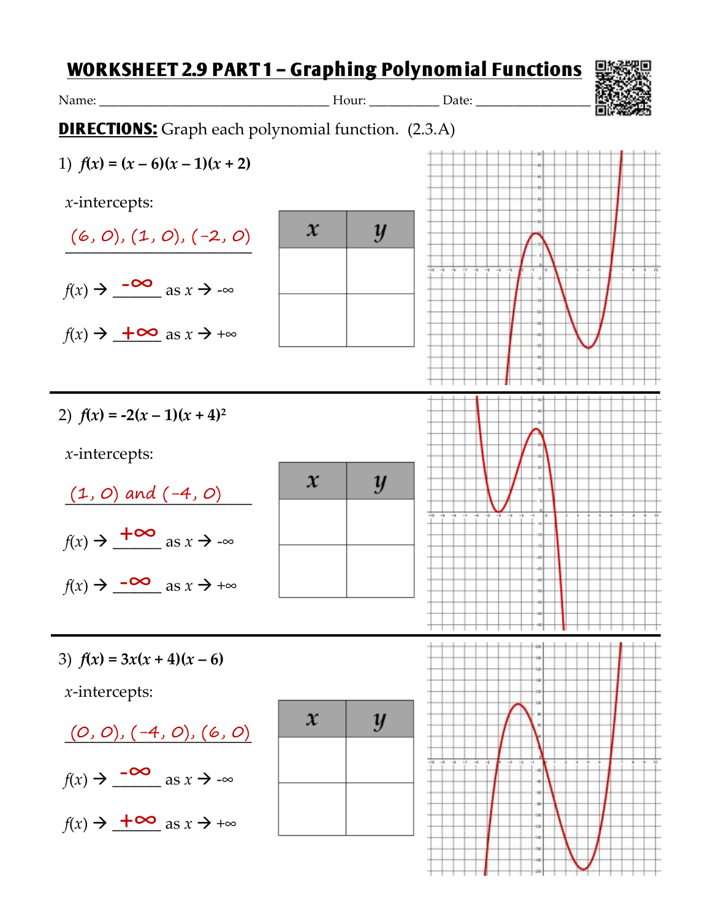# WORKSHEET 2.9 PART 1 – Graphing Polynomial Functions

Name: ______________________ Hour: __________ Date: ______________

**DIRECTIONS:** Graph each polynomial function. (2.3.A)

1) $f(x) = (x - 6)(x - 1)(x + 2)$

$x$-intercepts:

(6, 0), (1, 0), (-2, 0)

$f(x) \to$ $-\infty$ as $x \to -\infty$

$f(x) \to$ $+\infty$ as $x \to +\infty$

| $x$ | $y$ |
|---|---|
| | |
| | |

2) $f(x) = -2(x - 1)(x + 4)^2$

$x$-intercepts:

(1, 0) and (-4, 0)

$f(x) \to$ $+\infty$ as $x \to -\infty$

$f(x) \to$ $-\infty$ as $x \to +\infty$

| $x$ | $y$ |
|---|---|
| | |
| | |

3) $f(x) = 3x(x + 4)(x - 6)$

$x$-intercepts:

(0, 0), (-4, 0), (6, 0)

$f(x) \to$ $-\infty$ as $x \to -\infty$

$f(x) \to$ $+\infty$ as $x \to +\infty$

| $x$ | $y$ |
|---|---|
| | |
| | |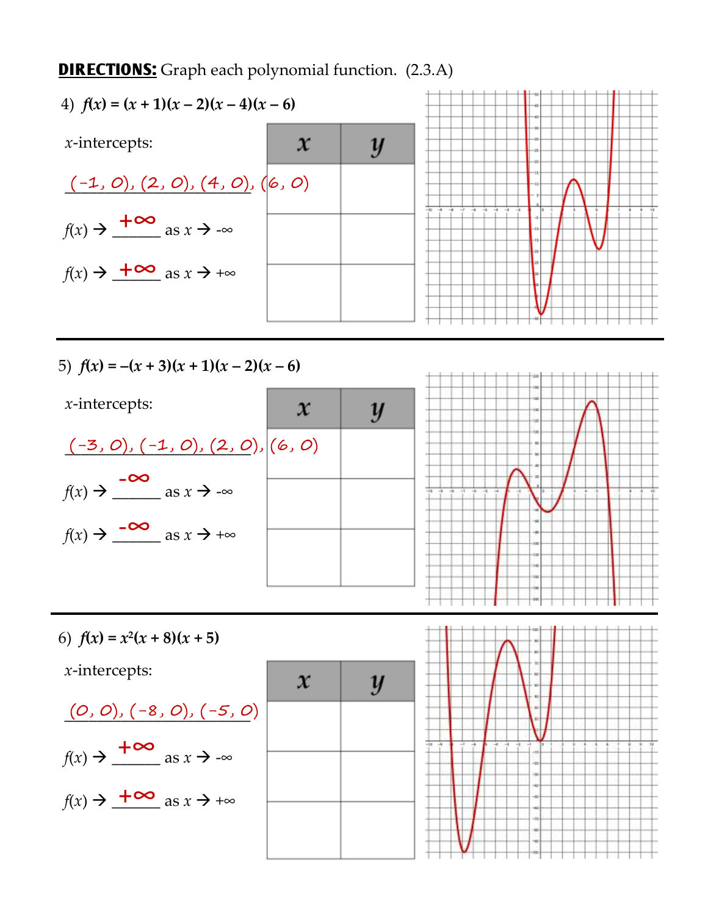**DIRECTIONS:** Graph each polynomial function. (2.3.A)

4) $f(x) = (x + 1)(x - 2)(x - 4)(x - 6)$

$x$-intercepts:

(-1, 0), (2, 0), (4, 0), (6, 0)

$f(x) \rightarrow$ $+\infty$ as $x \rightarrow -\infty$

$f(x) \rightarrow$ $+\infty$ as $x \rightarrow +\infty$

| $x$ | $y$ |
|---|---|
| | |
| | |
| | |

5) $f(x) = -(x + 3)(x + 1)(x - 2)(x - 6)$

$x$-intercepts:

(-3, 0), (-1, 0), (2, 0), (6, 0)

$f(x) \rightarrow$ $-\infty$ as $x \rightarrow -\infty$

$f(x) \rightarrow$ $-\infty$ as $x \rightarrow +\infty$

| $x$ | $y$ |
|---|---|
| | |
| | |
| | |

6) $f(x) = x^2(x + 8)(x + 5)$

$x$-intercepts:

(0, 0), (-8, 0), (-5, 0)

$f(x) \rightarrow$ $+\infty$ as $x \rightarrow -\infty$

$f(x) \rightarrow$ $+\infty$ as $x \rightarrow +\infty$

| $x$ | $y$ |
|---|---|
| | |
| | |
| | |